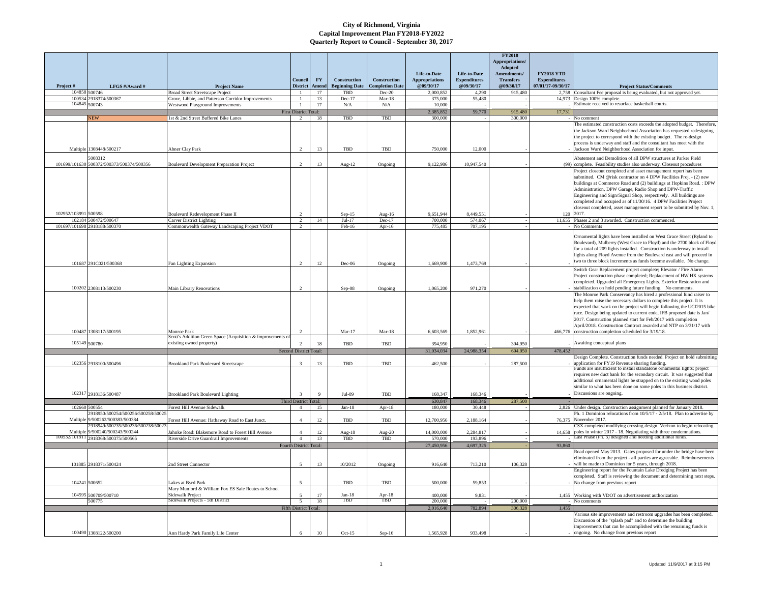# City of Richmond, Virginia
## Capital Improvement Plan FY2018-FY2022
### Quarterly Report to Council - September 30, 2017

| Project # | LFGS #/Award # | Project Name | Council District | FY Amend | Construction Beginning Date | Construction Completion Date | Life-to-Date Appropriations @09/30/17 | Life-to-Date Expenditures @09/30/17 | FY2018 Appropriations/ Adopted Amendments/ Transfers @09/30/17 | FY2018 YTD Expenditures 07/01/17-09/30/17 | Project Status/Comments |
|---|---|---|---|---|---|---|---|---|---|---|---|
| 104858 | 500746 | Broad Street Streetscape Project | 1 | 17 | TBD | Dec-20 | 2,000,852 | 4,290 | 915,480 | 2,758 | Consultant Fee proposal is being evaluated, but not approved yet. |
| 100534 | 2918374/500367 | Grove, Libbie, and Patterson Corridor Improvements | 1 | 13 | Dec-17 | Mar-18 | 375,000 | 55,480 | - | 14,973 | Design 100% complete. |
| 104845 | 500743 | Westwood Playground Improvements | 1 | 17 | N/A | N/A | 10,000 | - | - | - | Estimate received to resurface basketball courts. |
| | | First District Total: | | | | | 2,385,852 | 59,770 | 915,480 | 17,731 | |
| | NEW | 1st & 2nd Street Buffered Bike Lanes | 2 | 18 | TBD | TBD | 300,000 | - | 300,000 | - | No comment |
| Multiple | 1308448/500217 | Abner Clay Park | 2 | 13 | TBD | TBD | 750,000 | 12,000 | - | - | The estimated construction costs exceeds the adopted budget. Therefore, the Jackson Ward Neighborhood Association has requested redesigning the project to correspond with the existing budget. The re-design process is underway and staff and the consultant has meet with the Jackson Ward Neighborhood Association for input. |
| 101699/101630 | 5008312 500372/500373/500374/500356 | Boulevard Development Preparation Project | 2 | 13 | Aug-12 | Ongoing | 9,122,986 | 10,947,540 | - | (99) | Abatement and Demolition of all DPW structures at Parker Field complete. Feasibility studies also underway. Closeout procedures |
| 102952/103991 | 500598 | Boulevard Redevelopment Phase II | 2 | | Sep-15 | Aug-16 | 9,651,944 | 8,449,551 | - | 120 | Project closeout completed and asset management report has been submitted. CM @risk contractor on 4 DPW Facilities Proj. - (2) new buildings at Commerce Road and (2) buildings at Hopkins Road. : DPW Administration, DPW Garage, Radio Shop and DPW-Traffic Engineering and Sign/Signal Shop, respectively. All buildings are completed and occupied as of 11/30/16. 4 DPW Facilities Project closeout completed, asset management report to be submitted by Nov. 1, 2017. |
| 102184 | 500472/500647 | Carver District Lighting | 2 | 14 | Jul-17 | Dec-17 | 700,000 | 574,067 | - | 11,655 | Phases 2 and 3 awarded. Construction commenced. |
| 101697/101698 | 2918188/500370 | Commonwealth Gateway Landscaping Project VDOT | 2 | | Feb-16 | Apr-16 | 775,485 | 707,195 | - | - | No Comments |
| 101687 | 291C021/500368 | Fan Lighting Expansion | 2 | 12 | Dec-06 | Ongoing | 1,669,900 | 1,473,769 | - | - | Ornamental lights have been installed on West Grace Street (Ryland to Boulevard), Mulberry (West Grace to Floyd) and the 2700 block of Floyd for a total of 209 lights installed. Construction is underway to install lights along Floyd Avenue from the Boulevard east and will proceed in two to three block increments as funds become available. No change. |
| 100202 | 2308113/500230 | Main Library Renovations | 2 | | Sep-08 | Ongoing | 1,065,200 | 971,270 | - | - | Switch Gear Replacement project complete; Elevator / Fire Alarm Project construction phase completed; Replacement of HW HX systems completed. Upgraded all Emergency Lights. Exterior Restoration and stabilization on hold pending future funding. No comments. |
| 100487 | 1308117/500195 | Monroe Park | 2 | | Mar-17 | Mar-18 | 6,603,569 | 1,852,961 | - | 466,776 | The Monroe Park Conservancy has hired a professional fund raiser to help them raise the necessary dollars to complete this project. It is expected that work on the project will begin following the UCI2015 bike race. Design being updated to current code, IFB proposed date is Jan/2017. Construction planned start for Feb/2017 with completion April/2018. Construction Contract awarded and NTP on 3/31/17 with construction completion scheduled for 3/19/18. |
| 105149 | 500780 | Scott's Addition Green Space (Acquisition & improvements of existing owned property) | 2 | 18 | TBD | TBD | 394,950 | - | 394,950 | - | Awaiting conceptual plans |
| | | Second District Total: | | | | | 31,034,034 | 24,988,354 | 694,950 | 478,452 | |
| 102356 | 2918100/500496 | Brookland Park Boulevard Streetscape | 3 | 13 | TBD | TBD | 462,500 | - | 287,500 | - | Design Complete. Construction funds needed. Project on hold submitting application for FY19 Revenue sharing funding. |
| 102317 | 2918136/500487 | Brookland Park Boulevard Lighting | 3 | 9 | Jul-09 | TBD | 168,347 | 168,346 | - | - | Funds are insufficient to install standalone ornamental lights; project requires new duct bank for the secondary circuit. It was suggested that additional ornamental lights be strapped on to the existing wood poles similar to what has been done on some poles in this business district. Discussions are ongoing. |
| | | Third District Total: | | | | | 630,847 | 168,346 | 287,500 | - | |
| 102660 | 500554 | Forest Hill Avenue Sidewalk | 4 | 15 | Jan-18 | Apr-18 | 180,000 | 30,448 | - | 2,826 | Under design. Construction assignment planned for January 2018. |
| Multiple | 2918950/500254/500256/500258/500259/500262/500383/500384 | Forest Hill Avenue: Hathaway Road to East Junct. | 4 | 12 | TBD | TBD | 12,700,956 | 2,188,164 | - | 76,375 | Ph. 1 Dominion relocations from 10/5/17 - 2/5/18. Plan to advertise by November 2017. |
| Multiple | 2918949/500235/500236/500238/500239/500240/500243/500244 | Jahnke Road: Blakemore Road to Forest Hill Avenue | 4 | 12 | Aug-18 | Aug-20 | 14,000,000 | 2,284,817 | - | 14,658 | CSX completed modifying crossing design. Verizon to begin relocating poles in winter 2017 - 18. Negotiating with three condemnations. |
| 100532/101911 | 2918368/500375/500565 | Riverside Drive Guardrail Improvements | 4 | 13 | TBD | TBD | 570,000 | 193,896 | - | - | Last Phase (Ph. 3) designed and needing additional funds. |
| | | Fourth District Total: | | | | | 27,450,956 | 4,697,325 | - | 93,860 | |
| 101885 | 2918371/500424 | 2nd Street Connector | 5 | 13 | 10/2012 | Ongoing | 916,640 | 713,210 | 106,328 | - | Road opened May 2013. Gates proposed for under the bridge have been eliminated from the project - all parties are agreeable. Reimbursements will be made to Dominion for 5 years, through 2018. |
| 104241 | 500652 | Lakes at Byrd Park | 5 | | TBD | TBD | 500,000 | 59,853 | - | - | Engineering report for the Fountain Lake Dredging Project has been completed. Staff is reviewing the document and determining next steps. No change from previous report |
| 104595 | 500709/500710 | Mary Munford & William Fox ES Safe Routes to School Sidewalk Project | 5 | 17 | Jan-18 | Apr-18 | 400,000 | 9,831 | - | 1,455 | Working with VDOT on advertisement authorization |
| | 500775 | Sidewalk Projects - 5th District | 5 | 18 | TBD | TBD | 200,000 | - | 200,000 | - | No comments |
| | | Fifth District Total: | | | | | 2,016,640 | 782,894 | 306,328 | 1,455 | |
| 100490 | 1308122/500200 | Ann Hardy Park Family Life Center | 6 | 10 | Oct-15 | Sep-16 | 1,565,928 | 933,498 | - | - | Various site improvements and restroom upgrades has been completed. Discussion of the "splash pad" and to determine the building improvements that can be accomplished with the remaining funds is ongoing. No change from previous report |

Updated 11/9/2017 at 3:15 PM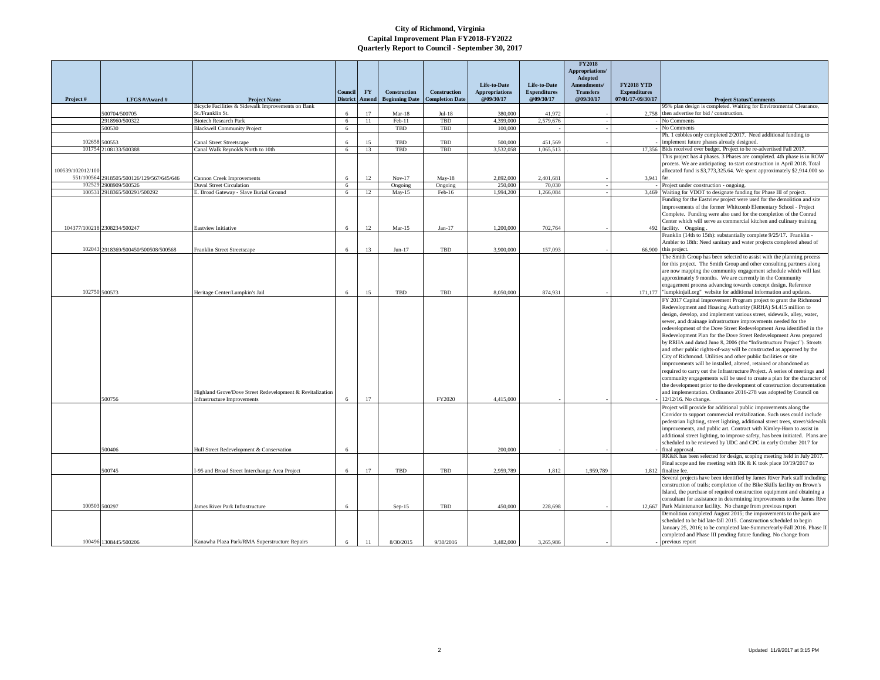# City of Richmond, Virginia
## Capital Improvement Plan FY2018-FY2022
## Quarterly Report to Council - September 30, 2017

| Project # | LFGS #/Award # | Project Name | Council District | FY Amend | Construction Beginning Date | Construction Completion Date | Life-to-Date Appropriations @09/30/17 | Life-to-Date Expenditures @09/30/17 | FY2018 Appropriations/ Adopted Amendments/ Transfers @09/30/17 | FY2018 YTD Expenditures 07/01/17-09/30/17 | Project Status/Comments |
|---|---|---|---|---|---|---|---|---|---|---|---|
| | 500704/500705 | Bicycle Facilities & Sidewalk Improvements on Bank St./Franklin St. | 6 | 17 | Mar-18 | Jul-18 | 380,000 | 41,972 | - | 2,758 | 95% plan design is completed. Waiting for Environmental Clearance, then advertise for bid / construction. |
| | 2918960/500322 | Biotech Research Park | 6 | 11 | Feb-11 | TBD | 4,399,000 | 2,579,676 | - | - | No Comments |
| | 500530 | Blackwell Community Project | 6 | | TBD | TBD | 100,000 | - | - | - | No Comments |
| 102658 | 500553 | Canal Street Streetscape | 6 | 15 | TBD | TBD | 500,000 | 451,569 | - | - | Ph. 1 cobbles only completed 2/2017. Need additional funding to implement future phases already designed. |
| 101754 | 2108133/500388 | Canal Walk Reynolds North to 10th | 6 | 13 | TBD | TBD | 3,532,058 | 1,065,513 | . | 17,356 | Bids received over budget. Project to be re-advertised Fall 2017. |
| 100539/102012/100551/100564 | 2918505/500126/129/567/645/646 | Cannon Creek Improvements | 6 | 12 | Nov-17 | May-18 | 2,892,000 | 2,401,681 | - | 3,941 | This project has 4 phases. 3 Phases are completed. 4th phase is in ROW process. We are anticipating to start construction in April 2018. Total allocated fund is $3,773,325.64. We spent approximately $2,914.000 so far. |
| 102529 | 2908909/500526 | Duval Street Circulation | 6 | | Ongoing | Ongoing | 250,000 | 70,030 | - | - | Project under construction - ongoing. |
| 100531 | 2918365/500291/500292 | E. Broad Gateway - Slave Burial Ground | 6 | 12 | May-15 | Feb-16 | 1,994,200 | 1,266,084 | - | 3,469 | Waiting for VDOT to designate funding for Phase III of project. |
| 104377/100218 | 2308234/500247 | Eastview Initiative | 6 | 12 | Mar-15 | Jan-17 | 1,200,000 | 702,764 | - | 492 | Funding for the Eastview project were used for the demolition and site improvements of the former Whitcomb Elementary School - Project Complete. Funding were also used for the completion of the Conrad Center which will serve as commercial kitchen and culinary training facility. Ongoing . |
| 102043 | 2918369/500450/500508/500568 | Franklin Street Streetscape | 6 | 13 | Jun-17 | TBD | 3,900,000 | 157,093 | - | 66,900 | Franklin (14th to 15th): substantially complete 9/25/17. Franklin - Ambler to 18th: Need sanitary and water projects completed ahead of this project. |
| 102750 | 500573 | Heritage Center/Lumpkin's Jail | 6 | 15 | TBD | TBD | 8,050,000 | 874,931 | - | 171,177 | The Smith Group has been selected to assist with the planning process for this project. The Smith Group and other consulting partners along are now mapping the community engagement schedule which will last approximately 9 months. We are currently in the Community engagement process advancing towards concept design. Reference "lumpkinjail.org" website for additional information and updates. |
| | 500756 | Highland Grove/Dove Street Redevelopment & Revitalization Infrastructure Improvements | 6 | 17 | | FY2020 | 4,415,000 | - | - | - | FY 2017 Capital Improvement Program project to grant the Richmond Redevelopment and Housing Authority (RRHA) $4.415 million to design, develop, and implement various street, sidewalk, alley, water, sewer, and drainage infrastructure improvements needed for the redevelopment of the Dove Street Redevelopment Area identified in the Redevelopment Plan for the Dove Street Redevelopment Area prepared by RRHA and dated June 8, 2006 (the "Infrastructure Project"). Streets and other public rights-of-way will be constructed as approved by the City of Richmond. Utilities and other public facilities or site improvements will be installed, altered, retained or abandoned as required to carry out the Infrastructure Project. A series of meetings and community engagements will be used to create a plan for the character of the development prior to the development of construction documentation and implementation. Ordinance 2016-278 was adopted by Council on 12/12/16. No change. |
| | 500406 | Hull Street Redevelopment & Conservation | 6 | | | | 200,000 | - | - | - | Project will provide for additional public improvements along the Corridor to support commercial revitalization. Such uses could include pedestrian lighting, street lighting, additional street trees, street/sidewalk improvements, and public art. Contract with Kimley-Horn to assist in additional street lighting, to improve safety, has been initiated. Plans are scheduled to be reviewed by UDC and CPC in early October 2017 for final approval. |
| | 500745 | I-95 and Broad Street Interchange Area Project | 6 | 17 | TBD | TBD | 2,959,789 | 1,812 | 1,959,789 | 1,812 | RK&K has been selected for design, scoping meeting held in July 2017. Final scope and fee meeting with RK & K took place 10/19/2017 to finalize fee. |
| 100503 | 500297 | James River Park Infrastructure | 6 | | Sep-15 | TBD | 450,000 | 228,698 | - | 12,667 | Several projects have been identified by James River Park staff including construction of trails; completion of the Bike Skills facility on Brown's Island, the purchase of required construction equipment and obtaining a consultant for assistance in determining improvements to the James River Park Maintenance facility. No change from previous report |
| 100496 | 1308445/500206 | Kanawha Plaza Park/RMA Superstructure Repairs | 6 | 11 | 8/30/2015 | 9/30/2016 | 3,482,000 | 3,265,986 | - | - | Demolition completed August 2015; the improvements to the park are scheduled to be bid late-fall 2015. Construction scheduled to begin January 25, 2016; to be completed late-Summer/early-Fall 2016. Phase II completed and Phase III pending future funding. No change from previous report |

Updated 11/9/2017 at 3:15 PM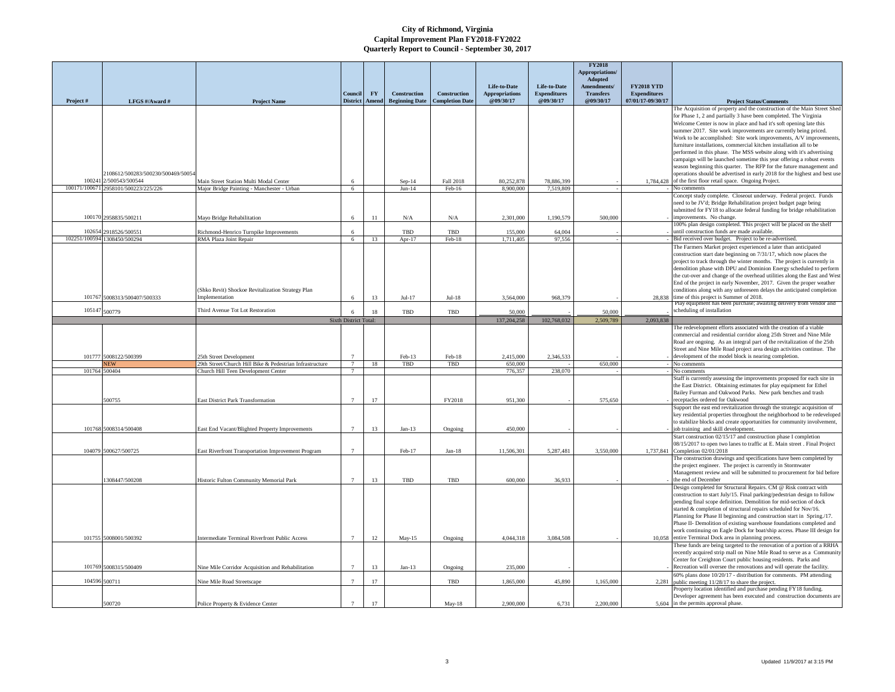# City of Richmond, Virginia
## Capital Improvement Plan FY2018-FY2022
### Quarterly Report to Council - September 30, 2017

| Project # | LFGS #/Award # | Project Name | Council District | FY Amend | Construction Beginning Date | Construction Completion Date | Life-to-Date Appropriations @09/30/17 | Life-to-Date Expenditures @09/30/17 | FY2018 Appropriations/ Adopted Amendments/ Transfers @09/30/17 | FY2018 YTD Expenditures 07/01/17-09/30/17 | Project Status/Comments |
|---|---|---|---|---|---|---|---|---|---|---|---|
| 100241 | 2108612/500283/500230/500469/500542/500543/500544 | Main Street Station Multi Modal Center | 6 | | Sep-14 | Fall 2018 | 80,252,878 | 78,886,399 | - | 1,784,428 | The Acquisition of property and the construction of the Main Street Shed for Phase 1, 2 and partially 3 have been completed. The Virginia Welcome Center is now in place and had it's soft opening late this summer 2017. Site work improvements are currently being priced. Work to be accomplished: Site work improvements, A/V improvements, furniture installations, commercial kitchen installation all to be performed in this phase. The MSS website along with it's advertising campaign will be launched sometime this year offering a robust events season beginning this quarter. The RFP for the future management and operations should be advertised in early 2018 for the highest and best use of the first floor retail space. Ongoing Project. |
| 100171/100671 | 2958101/500223/225/226 | Major Bridge Painting - Manchester - Urban | 6 | | Jun-14 | Feb-16 | 8,900,000 | 7,519,809 | - | - | No comments |
| 100170 | 2958835/500211 | Mayo Bridge Rehabilitation | 6 | 11 | N/A | N/A | 2,301,000 | 1,190,579 | 500,000 | - | Concept study complete. Closeout underway. Federal project. Funds need to be JV'd; Bridge Rehabilitation project budget page being submitted for FY18 to allocate federal funding for bridge rehabilitation improvements. No change. |
| 102654 | 2918526/500551 | Richmond-Henrico Turnpike Improvements | 6 | | TBD | TBD | 155,000 | 64,004 | - | - | 100% plan design completed. This project will be placed on the shelf until construction funds are made available. |
| 102251/100594 | 1308450/500294 | RMA Plaza Joint Repair | 6 | 13 | Apr-17 | Feb-18 | 1,711,405 | 97,556 | - | - | Bid received over budget. Project to be re-advertised. |
| 101767 | 5008313/500407/500333 | (Shko Revit) Shockoe Revitalization Strategy Plan Implementation | 6 | 13 | Jul-17 | Jul-18 | 3,564,000 | 968,379 | - | 28,838 | The Farmers Market project experienced a later than anticipated construction start date beginning on 7/31/17, which now places the project to track through the winter months. The project is currently in demolition phase with DPU and Dominion Energy scheduled to perform the cut-over and change of the overhead utilities along the East and West End of the project in early November, 2017. Given the proper weather conditions along with any unforeseen delays the anticipated completion time of this project is Summer of 2018. |
| 105147 | 500779 | Third Avenue Tot Lot Restoration | 6 | 18 | TBD | TBD | 50,000 | - | 50,000 | - | Play equipment has been purchase; awaiting delivery from vendor and scheduling of installation |
| | | Sixth District Total: | | | | | 137,204,258 | 102,768,032 | 2,509,789 | 2,093,838 | |
| 101777 | 5008122/500399 | 25th Street Development | 7 | | Feb-13 | Feb-18 | 2,415,000 | 2,346,533 | - | - | The redevelopment efforts associated with the creation of a viable commercial and residential corridor along 25th Street and Nine Mile Road are ongoing. As an integral part of the revitalization of the 25th Street and Nine Mile Road project area design activities continue. The development of the model block is nearing completion. |
| | NEW | 29th Street/Church Hill Bike & Pedestrian Infrastructure | 7 | 18 | TBD | TBD | 650,000 | - | 650,000 | - | No comments |
| 101764 | 500404 | Church Hill Teen Development Center | 7 | | | | 776,357 | 238,070 | - | - | No comments |
| | 500755 | East District Park Transformation | 7 | 17 | | FY2018 | 951,300 | - | 575,650 | - | Staff is currently assessing the improvements proposed for each site in the East District. Obtaining estimates for play equipment for Ethel Bailey Furman and Oakwood Parks. New park benches and trash receptacles ordered for Oakwood |
| 101768 | 5008314/500408 | East End Vacant/Blighted Property Improvements | 7 | 13 | Jan-13 | Ongoing | 450,000 | - | - | - | Support the east end revitalization through the strategic acquisition of key residential properties throughout the neighborhood to be redeveloped to stabilize blocks and create opportunities for community involvement, job training and skill development. |
| 104079 | 500627/500725 | East Riverfront Transportation Improvement Program | 7 | | Feb-17 | Jan-18 | 11,506,301 | 5,287,481 | 3,550,000 | 1,737,841 | Start construction 02/15/17 and construction phase I completion 08/15/2017 to open two lanes to traffic at E. Main street . Final Project Completion 02/01/2018 |
| | 1308447/500208 | Historic Fulton Community Memorial Park | 7 | 13 | TBD | TBD | 600,000 | 36,933 | - | - | The construction drawings and specifications have been completed by the project engineer. The project is currently in Stormwater Management review and will be submitted to procurement for bid before the end of December |
| 101755 | 5008001/500392 | Intermediate Terminal Riverfront Public Access | 7 | 12 | May-15 | Ongoing | 4,044,318 | 3,084,508 | - | 10,058 | Design completed for Structural Repairs. CM @ Risk contract with construction to start July/15. Final parking/pedestrian design to follow pending final scope definition. Demolition for mid-section of dock started & completion of structural repairs scheduled for Nov/16. Planning for Phase II beginning and construction start in Spring./17. Phase II- Demolition of existing warehouse foundations completed and work continuing on Eagle Dock for boat/ship access. Phase III design for entire Terminal Dock area in planning process. |
| 101769 | 5008315/500409 | Nine Mile Corridor Acquisition and Rehabilitation | 7 | 13 | Jan-13 | Ongoing | 235,000 | - | - | - | These funds are being targeted to the renovation of a portion of a RRHA recently acquired strip mall on Nine Mile Road to serve as a Community Center for Creighton Court public housing residents. Parks and Recreation will oversee the renovations and will operate the facility. |
| 104596 | 500711 | Nine Mile Road Streetscape | 7 | 17 | | TBD | 1,865,000 | 45,890 | 1,165,000 | 2,281 | 60% plans done 10/20/17 - distribution for comments. PM attending public meeting 11/28/17 to share the project. |
| | 500720 | Police Property & Evidence Center | 7 | 17 | | May-18 | 2,900,000 | 6,731 | 2,200,000 | 5,604 | Property location identified and purchase pending FY18 funding. Developer agreement has been executed and construction documents are in the permits approval phase. |

Updated 11/9/2017 at 3:15 PM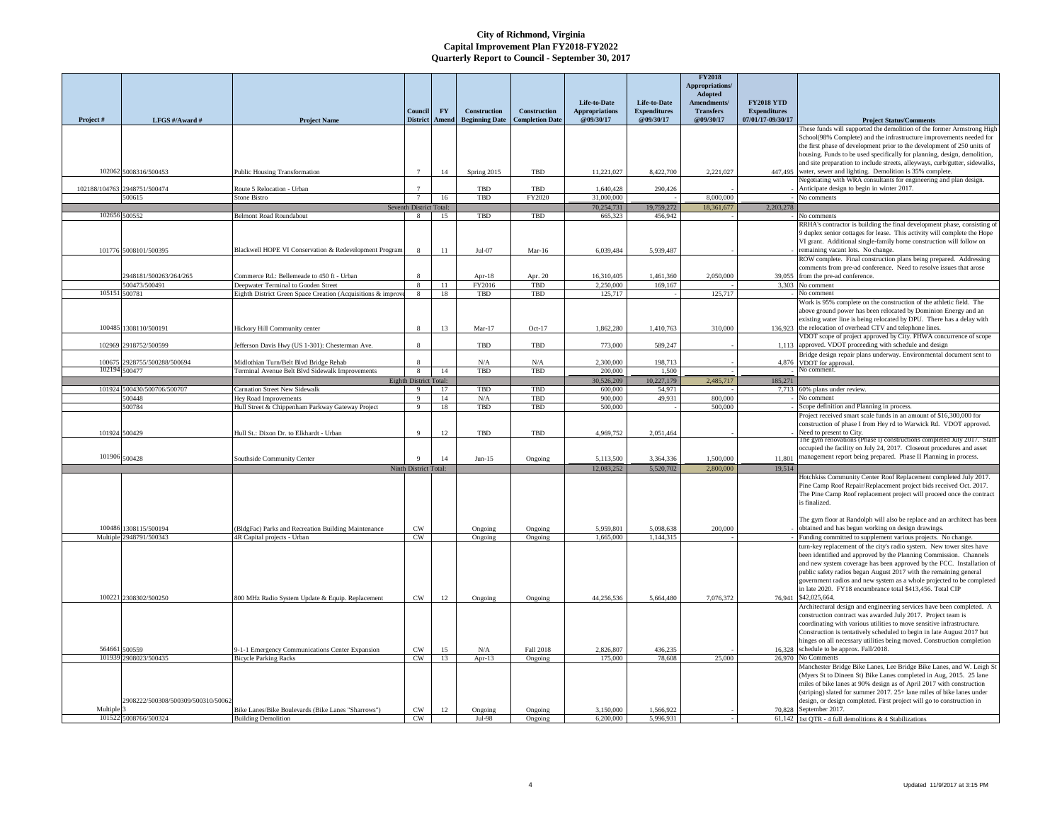# City of Richmond, Virginia
## Capital Improvement Plan FY2018-FY2022
### Quarterly Report to Council - September 30, 2017

| Project # | LFGS #/Award # | Project Name | Council District | FY Amend | Construction Beginning Date | Construction Completion Date | Life-to-Date Appropriations @09/30/17 | Life-to-Date Expenditures @09/30/17 | FY2018 Appropriations/ Adopted Amendments/ Transfers @09/30/17 | FY2018 YTD Expenditures 07/01/17-09/30/17 | Project Status/Comments |
|---|---|---|---|---|---|---|---|---|---|---|---|
| 102062 | 5008316/500453 | Public Housing Transformation | 7 | 14 | Spring 2015 | TBD | 11,221,027 | 8,422,700 | 2,221,027 | 447,495 | These funds will supported the demolition of the former Armstrong High School(98% Complete) and the infrastructure improvements needed for the first phase of development prior to the development of 250 units of housing. Funds to be used specifically for planning, design, demolition, and site preparation to include streets, alleyways, curb/gutter, sidewalks, water, sewer and lighting. Demolition is 35% complete. |
| 102188/104763 | 2948751/500474 | Route 5 Relocation - Urban | 7 | | TBD | TBD | 1,640,428 | 290,426 | - | - | Negotiating with WRA consultants for engineering and plan design. Anticipate design to begin in winter 2017. |
| | 500615 | Stone Bistro | 7 | 16 | TBD | FY2020 | 31,000,000 | - | 8,000,000 | - | No comments |
| | | Seventh District Total: | | | | | 70,254,731 | 19,759,272 | 18,361,677 | 2,203,278 | |
| 102656 | 500552 | Belmont Road Roundabout | 8 | 15 | TBD | TBD | 665,323 | 456,942 | - | - | No comments |
| 101776 | 5008101/500395 | Blackwell HOPE VI Conservation & Redevelopment Program | 8 | 11 | Jul-07 | Mar-16 | 6,039,484 | 5,939,487 | - | - | RRHA's contractor is building the final development phase, consisting of 9 duplex senior cottages for lease. This activity will complete the Hope VI grant. Additional single-family home construction will follow on remaining vacant lots. No change. |
| | 2948181/500263/264/265 | Commerce Rd.: Bellemeade to 450 ft - Urban | 8 | | Apr-18 | Apr. 20 | 16,310,405 | 1,461,360 | 2,050,000 | 39,055 | ROW complete. Final construction plans being prepared. Addressing comments from pre-ad conference. Need to resolve issues that arose from the pre-ad conference. |
| | 500473/500491 | Deepwater Terminal to Gooden Street | 8 | 11 | FY2016 | TBD | 2,250,000 | 169,167 | - | 3,303 | No comment |
| 105151 | 500781 | Eighth District Green Space Creation (Acquisitions & improve | 8 | 18 | TBD | TBD | 125,717 | - | 125,717 | - | No comment |
| 100485 | 1308110/500191 | Hickory Hill Community center | 8 | 13 | Mar-17 | Oct-17 | 1,862,280 | 1,410,763 | 310,000 | 136,923 | Work is 95% complete on the construction of the athletic field. The above ground power has been relocated by Dominion Energy and an existing water line is being relocated by DPU. There has a delay with the relocation of overhead CTV and telephone lines. |
| 102969 | 2918752/500599 | Jefferson Davis Hwy (US 1-301): Chesterman Ave. | 8 | | TBD | TBD | 773,000 | 589,247 | - | 1,113 | VDOT scope of project approved by City. FHWA concurrence of scope approved. VDOT proceeding with schedule and design |
| 100675 | 2928755/500288/500694 | Midlothian Turn/Belt Blvd Bridge Rehab | 8 | | N/A | N/A | 2,300,000 | 198,713 | - | 4,876 | Bridge design repair plans underway. Environmental document sent to VDOT for approval. |
| 102194 | 500477 | Terminal Avenue Belt Blvd Sidewalk Improvements | 8 | 14 | TBD | TBD | 200,000 | 1,500 | - | - | No comment. |
| | | Eighth District Total: | | | | | 30,526,209 | 10,227,179 | 2,485,717 | 185,271 | |
| 101924 | 500430/500706/500707 | Carnation Street New Sidewalk | 9 | 17 | TBD | TBD | 600,000 | 54,971 | - | 7,713 | 60% plans under review. |
| | 500448 | Hey Road Improvements | 9 | 14 | N/A | TBD | 900,000 | 49,931 | 800,000 | - | No comment |
| | 500784 | Hull Street & Chippenham Parkway Gateway Project | 9 | 18 | TBD | TBD | 500,000 | - | 500,000 | - | Scope definition and Planning in process. |
| 101924 | 500429 | Hull St.: Dixon Dr. to Elkhardt - Urban | 9 | 12 | TBD | TBD | 4,969,752 | 2,051,464 | - | - | Project received smart scale funds in an amount of $16,300,000 for construction of phase I from Hey rd to Warwick Rd. VDOT approved. Need to present to City. |
| 101906 | 500428 | Southside Community Center | 9 | 14 | Jun-15 | Ongoing | 5,113,500 | 3,364,336 | 1,500,000 | 11,801 | The gym renovations (Phase I) constructions completed July 2017. Staff occupied the facility on July 24, 2017. Closeout procedures and asset management report being prepared. Phase II Planning in process. |
| | | Ninth District Total: | | | | | 12,083,252 | 5,520,702 | 2,800,000 | 19,514 | |
| 100486 | 1308115/500194 | (BldgFac) Parks and Recreation Building Maintenance | CW | | Ongoing | Ongoing | 5,959,801 | 5,098,638 | 200,000 | - | Hotchkiss Community Center Roof Replacement completed July 2017. Pine Camp Roof Repair/Replacement project bids received Oct. 2017. The Pine Camp Roof replacement project will proceed once the contract is finalized. The gym floor at Randolph will also be replace and an architect has been obtained and has begun working on design drawings. |
| Multiple | 2948791/500343 | 4R Capital projects - Urban | CW | | Ongoing | Ongoing | 1,665,000 | 1,144,315 | - | - | Funding committed to supplement various projects. No change. |
| 100221 | 2308302/500250 | 800 MHz Radio System Update & Equip. Replacement | CW | 12 | Ongoing | Ongoing | 44,256,536 | 5,664,480 | 7,076,372 | 76,941 | turn-key replacement of the city's radio system. New tower sites have been identified and approved by the Planning Commission. Channels and new system coverage has been approved by the FCC. Installation of public safety radios began August 2017 with the remaining general government radios and new system as a whole projected to be completed in late 2020. FY18 encumbrance total $413,456. Total CIP $42,025,664. |
| 564661 | 500559 | 9-1-1 Emergency Communications Center Expansion | CW | 15 | N/A | Fall 2018 | 2,826,807 | 436,235 | - | 16,328 | Architectural design and engineering services have been completed. A construction contract was awarded July 2017. Project team is coordinating with various utilities to move sensitive infrastructure. Construction is tentatively scheduled to begin in late August 2017 but hinges on all necessary utilities being moved. Construction completion schedule to be approx. Fall/2018. |
| 101939 | 2908023/500435 | Bicycle Parking Racks | CW | 13 | Apr-13 | Ongoing | 175,000 | 78,608 | 25,000 | 26,970 | No Comments |
| Multiple | 2908222/500308/500309/500310/500623 | Bike Lanes/Bike Boulevards (Bike Lanes "Sharrows") | CW | 12 | Ongoing | Ongoing | 3,150,000 | 1,566,922 | - | 70,828 | Manchester Bridge Bike Lanes, Lee Bridge Bike Lanes, and W. Leigh St (Myers St to Dineen St) Bike Lanes completed in Aug, 2015. 25 lane miles of bike lanes at 90% design as of April 2017 with construction (striping) slated for summer 2017. 25+ lane miles of bike lanes under design, or design completed. First project will go to construction in September 2017. |
| 101522 | 5008766/500324 | Building Demolition | CW | | Jul-98 | Ongoing | 6,200,000 | 5,996,931 | - | 61,142 | 1st QTR - 4 full demolitions & 4 Stabilizations |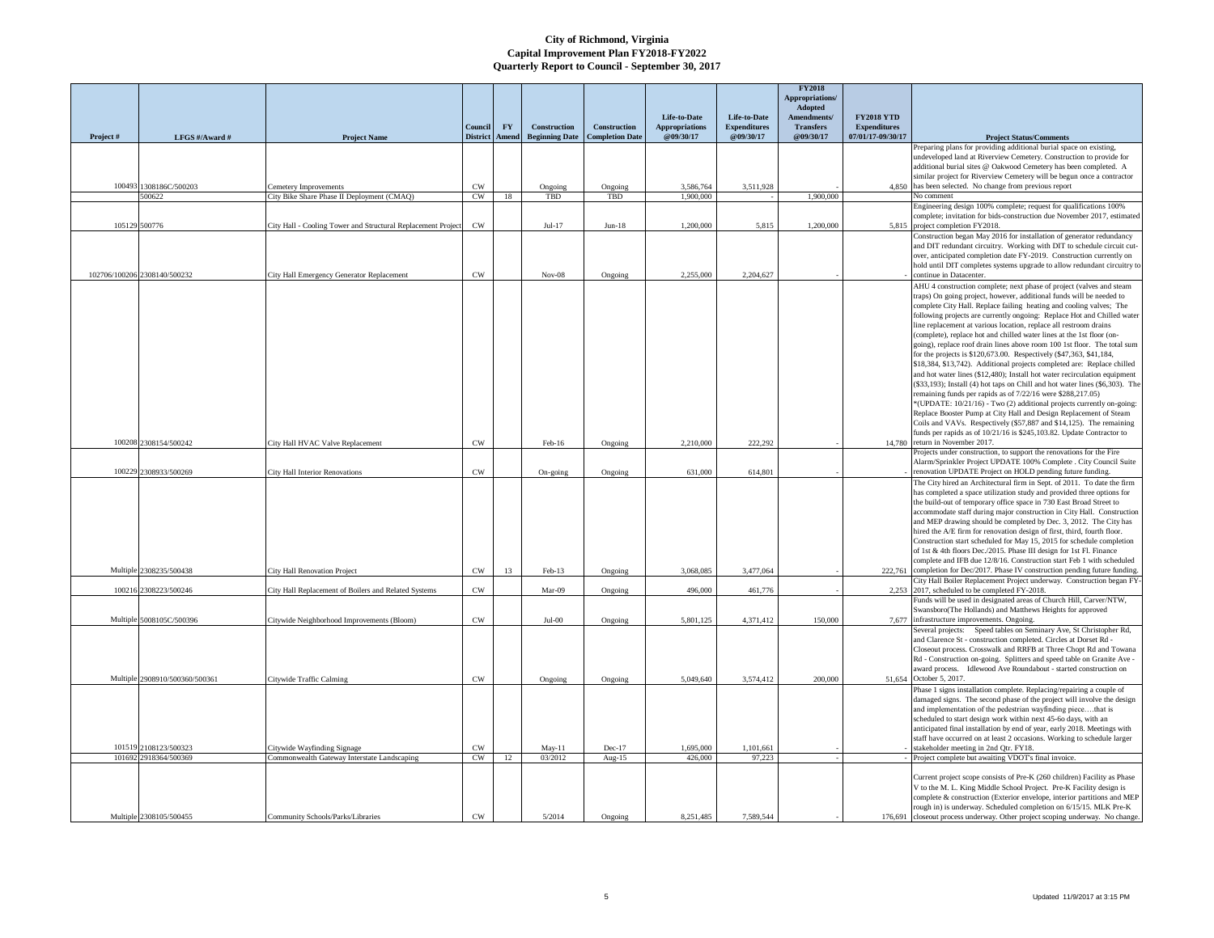# City of Richmond, Virginia
## Capital Improvement Plan FY2018-FY2022
## Quarterly Report to Council - September 30, 2017

| Project # | LFGS #/Award # | Project Name | Council District | FY Amend | Construction Beginning Date | Construction Completion Date | Life-to-Date Appropriations @09/30/17 | Life-to-Date Expenditures @09/30/17 | FY2018 Appropriations/ Adopted Amendments/ Transfers @09/30/17 | FY2018 YTD Expenditures 07/01/17-09/30/17 | Project Status/Comments |
|---|---|---|---|---|---|---|---|---|---|---|---|
| 100493 | 1308186C/500203 | Cemetery Improvements | CW | | Ongoing | Ongoing | 3,586,764 | 3,511,928 | - | 4,850 | Preparing plans for providing additional burial space on existing, undeveloped land at Riverview Cemetery. Construction to provide for additional burial sites @ Oakwood Cemetery has been completed. A similar project for Riverview Cemetery will be begun once a contractor has been selected. No change from previous report |
| | 500622 | City Bike Share Phase II Deployment (CMAQ) | CW | 18 | TBD | TBD | 1,900,000 | - | 1,900,000 | | No comment |
| 105129 | 500776 | City Hall - Cooling Tower and Structural Replacement Project | CW | | Jul-17 | Jun-18 | 1,200,000 | 5,815 | 1,200,000 | 5,815 | Engineering design 100% complete; request for qualifications 100% complete; invitation for bids-construction due November 2017, estimated project completion FY2018. |
| 102706/100206 | 2308140/500232 | City Hall Emergency Generator Replacement | CW | | Nov-08 | Ongoing | 2,255,000 | 2,204,627 | - | - | Construction began May 2016 for installation of generator redundancy and DIT redundant circuitry. Working with DIT to schedule circuit cut-over, anticipated completion date FY-2019. Construction currently on hold until DIT completes systems upgrade to allow redundant circuitry to continue in Datacenter. |
| 100208 | 2308154/500242 | City Hall HVAC Valve Replacement | CW | | Feb-16 | Ongoing | 2,210,000 | 222,292 | - | 14,780 | AHU 4 construction complete; next phase of project (valves and steam traps) On going project, however, additional funds will be needed to complete City Hall. Replace failing heating and cooling valves; The following projects are currently ongoing: Replace Hot and Chilled water line replacement at various location, replace all restroom drains (complete), replace hot and chilled water lines at the 1st floor (on-going), replace roof drain lines above room 100 1st floor. The total sum for the projects is $120,673.00. Respectively ($47,363, $41,184, $18,384, $13,742). Additional projects completed are: Replace chilled and hot water lines ($12,480); Install hot water recirculation equipment ($33,193); Install (4) hot taps on Chill and hot water lines ($6,303). The remaining funds per rapids as of 7/22/16 were $288,217.05) *(UPDATE: 10/21/16) - Two (2) additional projects currently on-going: Replace Booster Pump at City Hall and Design Replacement of Steam Coils and VAVs. Respectively ($57,887 and $14,125). The remaining funds per rapids as of 10/21/16 is $245,103.82. Update Contractor to return in November 2017. |
| 100229 | 2308933/500269 | City Hall Interior Renovations | CW | | On-going | Ongoing | 631,000 | 614,801 | - | - | Projects under construction, to support the renovations for the Fire Alarm/Sprinkler Project UPDATE 100% Complete . City Council Suite renovation UPDATE Project on HOLD pending future funding. |
| Multiple | 2308235/500438 | City Hall Renovation Project | CW | 13 | Feb-13 | Ongoing | 3,068,085 | 3,477,064 | - | 222,761 | The City hired an Architectural firm in Sept. of 2011. To date the firm has completed a space utilization study and provided three options for the build-out of temporary office space in 730 East Broad Street to accommodate staff during major construction in City Hall. Construction and MEP drawing should be completed by Dec. 3, 2012. The City has hired the A/E firm for renovation design of first, third, fourth floor. Construction start scheduled for May 15, 2015 for schedule completion of 1st & 4th floors Dec./2015. Phase III design for 1st Fl. Finance complete and IFB due 12/8/16. Construction start Feb 1 with scheduled completion for Dec/2017. Phase IV construction pending future funding. |
| 100216 | 2308223/500246 | City Hall Replacement of Boilers and Related Systems | CW | | Mar-09 | Ongoing | 496,000 | 461,776 | - | 2,253 | City Hall Boiler Replacement Project underway. Construction began FY-2017, scheduled to be completed FY-2018. |
| Multiple | 5008105C/500396 | Citywide Neighborhood Improvements (Bloom) | CW | | Jul-00 | Ongoing | 5,801,125 | 4,371,412 | 150,000 | 7,677 | Funds will be used in designated areas of Church Hill, Carver/NTW, Swansboro(The Hollands) and Matthews Heights for approved infrastructure improvements. Ongoing. |
| Multiple | 2908910/500360/500361 | Citywide Traffic Calming | CW | | Ongoing | Ongoing | 5,049,640 | 3,574,412 | 200,000 | 51,654 | Several projects: Speed tables on Seminary Ave, St Christopher Rd, and Clarence St - construction completed. Circles at Dorset Rd - Closeout process. Crosswalk and RRFB at Three Chopt Rd and Towana Rd - Construction on-going. Splitters and speed table on Granite Ave - award process. Idlewood Ave Roundabout - started construction on October 5, 2017. |
| 101519 | 2108123/500323 | Citywide Wayfinding Signage | CW | | May-11 | Dec-17 | 1,695,000 | 1,101,661 | - | - | Phase 1 signs installation complete. Replacing/repairing a couple of damaged signs. The second phase of the project will involve the design and implementation of the pedestrian wayfinding piece….that is scheduled to start design work within next 45-6o days, with an anticipated final installation by end of year, early 2018. Meetings with staff have occurred on at least 2 occasions. Working to schedule larger stakeholder meeting in 2nd Qtr. FY18. |
| 101692 | 2918364/500369 | Commonwealth Gateway Interstate Landscaping | CW | 12 | 03/2012 | Aug-15 | 426,000 | 97,223 | - | - | Project complete but awaiting VDOT's final invoice. |
| Multiple | 2308105/500455 | Community Schools/Parks/Libraries | CW | | 5/2014 | Ongoing | 8,251,485 | 7,589,544 | - | 176,691 | Current project scope consists of Pre-K (260 children) Facility as Phase V to the M. L. King Middle School Project. Pre-K Facility design is complete & construction (Exterior envelope, interior partitions and MEP rough in) is underway. Scheduled completion on 6/15/15. MLK Pre-K closeout process underway. Other project scoping underway. No change. |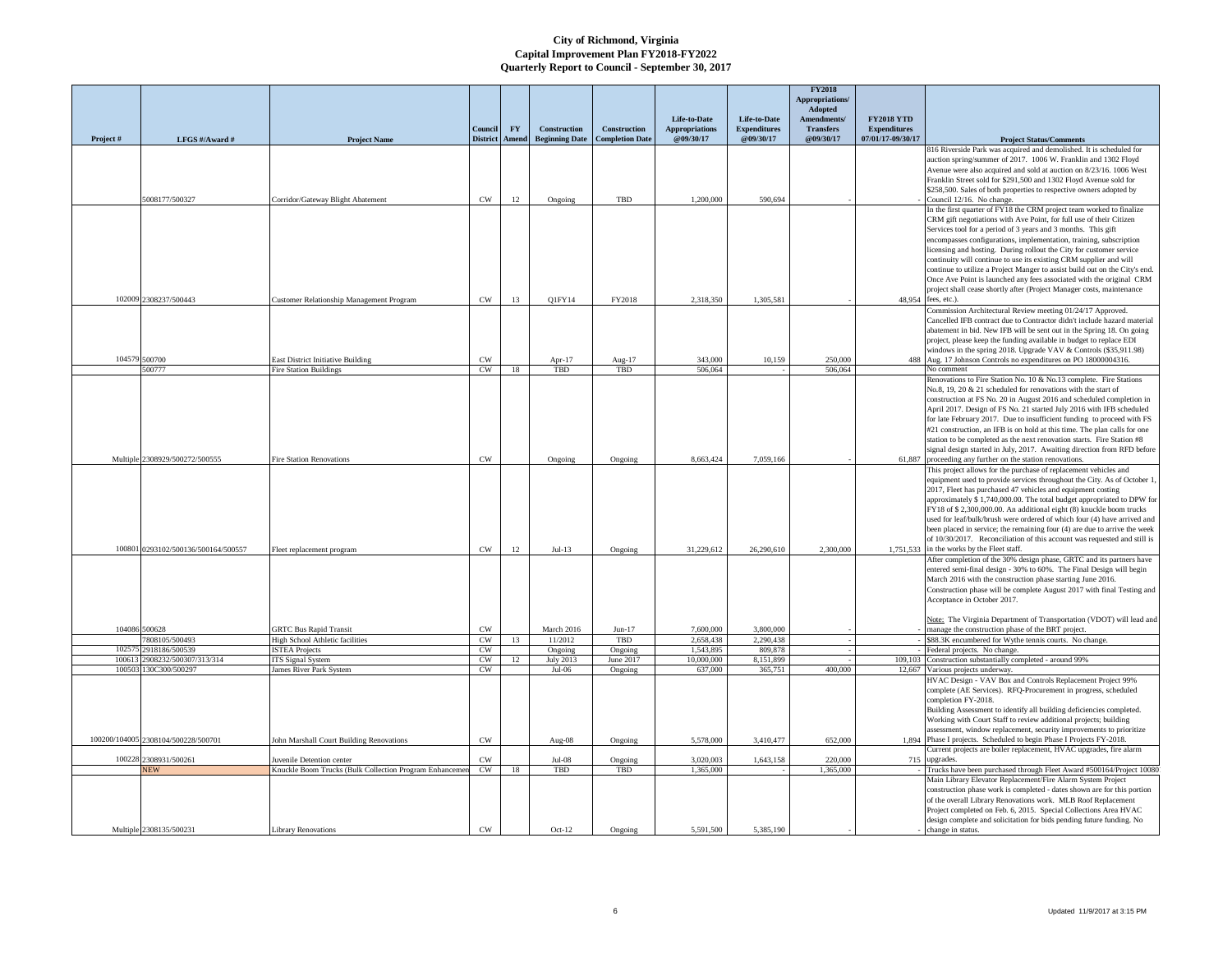# City of Richmond, Virginia
## Capital Improvement Plan FY2018-FY2022
## Quarterly Report to Council - September 30, 2017

| Project # | LFGS #/Award # | Project Name | Council District | FY Amend | Construction Beginning Date | Construction Completion Date | Life-to-Date Appropriations @09/30/17 | Life-to-Date Expenditures @09/30/17 | FY2018 Appropriations/ Adopted Amendments/ Transfers @09/30/17 | FY2018 YTD Expenditures 07/01/17-09/30/17 | Project Status/Comments |
|---|---|---|---|---|---|---|---|---|---|---|---|
| | 5008177/500327 | Corridor/Gateway Blight Abatement | CW | 12 | Ongoing | TBD | 1,200,000 | 590,694 | - | - | 816 Riverside Park was acquired and demolished. It is scheduled for auction spring/summer of 2017. 1006 W. Franklin and 1302 Floyd Avenue were also acquired and sold at auction on 8/23/16. 1006 West Franklin Street sold for $291,500 and 1302 Floyd Avenue sold for $258,500. Sales of both properties to respective owners adopted by Council 12/16. No change. |
| 102009 | 2308237/500443 | Customer Relationship Management Program | CW | 13 | Q1FY14 | FY2018 | 2,318,350 | 1,305,581 | - | 48,954 | In the first quarter of FY18 the CRM project team worked to finalize CRM gift negotiations with Ave Point, for full use of their Citizen Services tool for a period of 3 years and 3 months. This gift encompasses configurations, implementation, training, subscription licensing and hosting. During rollout the City for customer service continuity will continue to use its existing CRM supplier and will continue to utilize a Project Manger to assist build out on the City's end. Once Ave Point is launched any fees associated with the original CRM project shall cease shortly after (Project Manager costs, maintenance fees, etc.). |
| 104579 | 500700 | East District Initiative Building | CW | | Apr-17 | Aug-17 | 343,000 | 10,159 | 250,000 | 488 | Commission Architectural Review meeting 01/24/17 Approved. Cancelled IFB contract due to Contractor didn't include hazard material abatement in bid. New IFB will be sent out in the Spring 18. On going project, please keep the funding available in budget to replace EDI windows in the spring 2018. Upgrade VAV & Controls ($35,911.98) Aug. 17 Johnson Controls no expenditures on PO 18000004316. |
| | 500777 | Fire Station Buildings | CW | 18 | TBD | TBD | 506,064 | - | 506,064 | | No comment |
| Multiple | 2308929/500272/500555 | Fire Station Renovations | CW | | Ongoing | Ongoing | 8,663,424 | 7,059,166 | - | 61,887 | Renovations to Fire Station No. 10 & No.13 complete. Fire Stations No.8, 19, 20 & 21 scheduled for renovations with the start of construction at FS No. 20 in August 2016 and scheduled completion in April 2017. Design of FS No. 21 started July 2016 with IFB scheduled for late February 2017. Due to insufficient funding to proceed with FS #21 construction, an IFB is on hold at this time. The plan calls for one station to be completed as the next renovation starts. Fire Station #8 signal design started in July, 2017. Awaiting direction from RFD before proceeding any further on the station renovations. |
| 100801 | 0293102/500136/500164/500557 | Fleet replacement program | CW | 12 | Jul-13 | Ongoing | 31,229,612 | 26,290,610 | 2,300,000 | 1,751,533 | This project allows for the purchase of replacement vehicles and equipment used to provide services throughout the City. As of October 1, 2017, Fleet has purchased 47 vehicles and equipment costing approximately $ 1,740,000.00. The total budget appropriated to DPW for FY18 of $ 2,300,000.00. An additional eight (8) knuckle boom trucks used for leaf/bulk/brush were ordered of which four (4) have arrived and been placed in service; the remaining four (4) are due to arrive the week of 10/30/2017. Reconciliation of this account was requested and still is in the works by the Fleet staff. |
| 104086 | 500628 | GRTC Bus Rapid Transit | CW | | March 2016 | Jun-17 | 7,600,000 | 3,800,000 | - | - | After completion of the 30% design phase, GRTC and its partners have entered semi-final design - 30% to 60%. The Final Design will begin March 2016 with the construction phase starting June 2016. Construction phase will be complete August 2017 with final Testing and Acceptance in October 2017. Note: The Virginia Department of Transportation (VDOT) will lead and manage the construction phase of the BRT project. |
| | 7808105/500493 | High School Athletic facilities | CW | 13 | 11/2012 | TBD | 2,658,438 | 2,290,438 | - | - | $88.3K encumbered for Wythe tennis courts. No change. |
| 102575 | 2918186/500539 | ISTEA Projects | CW | | Ongoing | Ongoing | 1,543,895 | 809,878 | - | - | Federal projects. No change. |
| 100613 | 2908232/500307/313/314 | ITS Signal System | CW | 12 | July 2013 | June 2017 | 10,000,000 | 8,151,899 | - | 109,103 | Construction substantially completed - around 99% |
| 100503 | 130C300/500297 | James River Park System | CW | | Jul-06 | Ongoing | 637,000 | 365,751 | 400,000 | 12,667 | Various projects underway. |
| 100200/104005 | 2308104/500228/500701 | John Marshall Court Building Renovations | CW | | Aug-08 | Ongoing | 5,578,000 | 3,410,477 | 652,000 | 1,894 | HVAC Design - VAV Box and Controls Replacement Project 99% complete (AE Services). RFQ-Procurement in progress, scheduled completion FY-2018. Building Assessment to identify all building deficiencies completed. Working with Court Staff to review additional reports; building assessment, window replacement, security improvements to prioritize Phase I projects. Scheduled to begin Phase I Projects FY-2018. |
| 100228 | 2308931/500261 | Juvenile Detention center | CW | | Jul-08 | Ongoing | 3,020,003 | 1,643,158 | 220,000 | 715 | Current projects are boiler replacement, HVAC upgrades, fire alarm upgrades. |
| | NEW | Knuckle Boom Trucks (Bulk Collection Program Enhancemen | CW | 18 | TBD | TBD | 1,365,000 | - | 1,365,000 | - | Trucks have been purchased through Fleet Award #500164/Project 10080 |
| Multiple | 2308135/500231 | Library Renovations | CW | | Oct-12 | Ongoing | 5,591,500 | 5,385,190 | - | - | Main Library Elevator Replacement/Fire Alarm System Project construction phase work is completed - dates shown are for this portion of the overall Library Renovations work. MLB Roof Replacement Project completed on Feb. 6, 2015. Special Collections Area HVAC design complete and solicitation for bids pending future funding. No change in status. |

Updated 11/9/2017 at 3:15 PM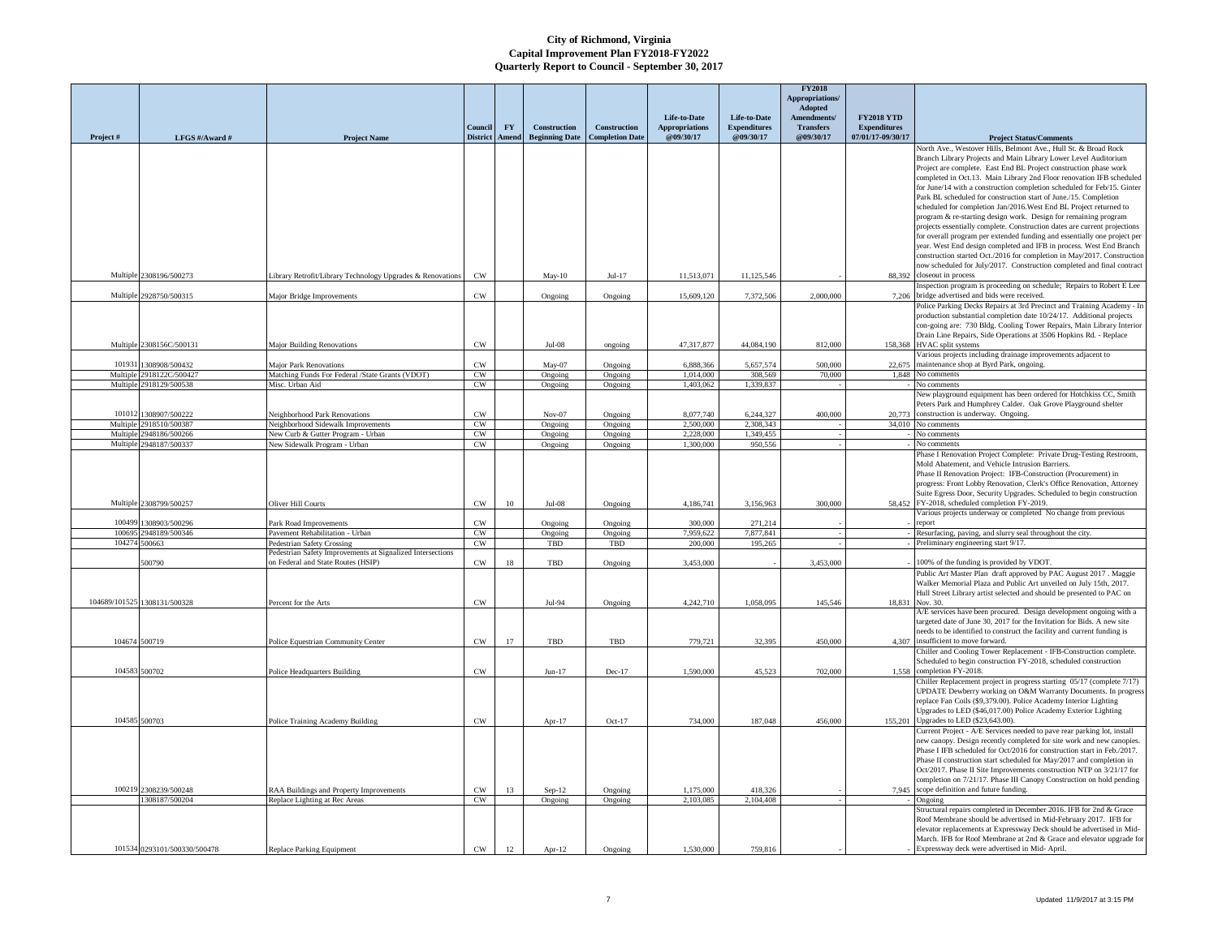# City of Richmond, Virginia
## Capital Improvement Plan FY2018-FY2022
## Quarterly Report to Council - September 30, 2017

| Project # | LFGS #/Award # | Project Name | Council District | FY Amend | Construction Beginning Date | Construction Completion Date | Life-to-Date Appropriations @09/30/17 | Life-to-Date Expenditures @09/30/17 | FY2018 Appropriations/ Adopted Amendments/ Transfers @09/30/17 | FY2018 YTD Expenditures 07/01/17-09/30/17 | Project Status/Comments |
|---|---|---|---|---|---|---|---|---|---|---|---|
| Multiple | 2308196/500273 | Library Retrofit/Library Technology Upgrades & Renovations | CW | | May-10 | Jul-17 | 11,513,071 | 11,125,546 | - | 88,392 | North Ave., Westover Hills, Belmont Ave., Hull St. & Broad Rock Branch Library Projects and Main Library Lower Level Auditorium Project are complete. East End BL Project construction phase work completed in Oct.13. Main Library 2nd Floor renovation IFB scheduled for June/14 with a construction completion scheduled for Feb/15. Ginter Park BL scheduled for construction start of June./15. Completion scheduled for completion Jan/2016.West End BL Project returned to program & re-starting design work. Design for remaining program projects essentially complete. Construction dates are current projections for overall program per extended funding and essentially one project per year. West End design completed and IFB in process. West End Branch construction started Oct./2016 for completion in May/2017. Construction now scheduled for July/2017. Construction completed and final contract closeout in process |
| Multiple | 2928750/500315 | Major Bridge Improvements | CW | | Ongoing | Ongoing | 15,609,120 | 7,372,506 | 2,000,000 | 7,206 | Inspection program is proceeding on schedule; Repairs to Robert E Lee bridge advertised and bids were received. |
| Multiple | 2308156C/500131 | Major Building Renovations | CW | | Jul-08 | ongoing | 47,317,877 | 44,084,190 | 812,000 | 158,368 | Police Parking Decks Repairs at 3rd Precinct and Training Academy - In production substantial completion date 10/24/17. Additional projects con-going are: 730 Bldg. Cooling Tower Repairs, Main Library Interior Drain Line Repairs, Side Operations at 3506 Hopkins Rd. - Replace HVAC split systems |
| 101931 | 1308908/500432 | Major Park Renovations | CW | | May-07 | Ongoing | 6,888,366 | 5,657,574 | 500,000 | 22,675 | Various projects including drainage improvements adjacent to maintenance shop at Byrd Park, ongoing. |
| Multiple | 2918122C/500427 | Matching Funds For Federal /State Grants (VDOT) | CW | | Ongoing | Ongoing | 1,014,000 | 308,569 | 70,000 | 1,848 | No comments |
| Multiple | 2918129/500538 | Misc. Urban Aid | CW | | Ongoing | Ongoing | 1,403,062 | 1,339,837 | - | - | No comments |
| 101012 | 1308907/500222 | Neighborhood Park Renovations | CW | | Nov-07 | Ongoing | 8,077,740 | 6,244,327 | 400,000 | 20,773 | New playground equipment has been ordered for Hotchkiss CC, Smith Peters Park and Humphrey Calder. Oak Grove Playground shelter construction is underway. Ongoing. |
| Multiple | 2918510/500387 | Neighborhood Sidewalk Improvements | CW | | Ongoing | Ongoing | 2,500,000 | 2,308,343 | - | 34,010 | No comments |
| Multiple | 2948186/500266 | New Curb & Gutter Program - Urban | CW | | Ongoing | Ongoing | 2,228,000 | 1,349,455 | - | - | No comments |
| Multiple | 2948187/500337 | New Sidewalk Program - Urban | CW | | Ongoing | Ongoing | 1,300,000 | 950,556 | - | - | No comments |
| Multiple | 2308799/500257 | Oliver Hill Courts | CW | 10 | Jul-08 | Ongoing | 4,186,741 | 3,156,963 | 300,000 | 58,452 | Phase I Renovation Project Complete: Private Drug-Testing Restroom, Mold Abatement, and Vehicle Intrusion Barriers. Phase II Renovation Project: IFB-Construction (Procurement) in progress: Front Lobby Renovation, Clerk's Office Renovation, Attorney Suite Egress Door, Security Upgrades. Scheduled to begin construction FY-2018, scheduled completion FY-2019. |
| 100499 | 1308903/500296 | Park Road Improvements | CW | | Ongoing | Ongoing | 300,000 | 271,214 | - | - | Various projects underway or completed No change from previous report |
| 100695 | 2948189/500346 | Pavement Rehabilitation - Urban | CW | | Ongoing | Ongoing | 7,959,622 | 7,877,841 | - | - | Resurfacing, paving, and slurry seal throughout the city. |
| 104274 | 500663 | Pedestrian Safety Crossing | CW | | TBD | TBD | 200,000 | 195,265 | - | - | Preliminary engineering start 9/17. |
| | 500790 | Pedestrian Safety Improvements at Signalized Intersections on Federal and State Routes (HSIP) | CW | 18 | TBD | Ongoing | 3,453,000 | - | 3,453,000 | - | 100% of the funding is provided by VDOT. |
| 104689/101525 | 1308131/500328 | Percent for the Arts | CW | | Jul-94 | Ongoing | 4,242,710 | 1,058,095 | 145,546 | 18,831 | Public Art Master Plan draft approved by PAC August 2017 . Maggie Walker Memorial Plaza and Public Art unveiled on July 15th, 2017. Hull Street Library artist selected and should be presented to PAC on Nov. 30. |
| 104674 | 500719 | Police Equestrian Community Center | CW | 17 | TBD | TBD | 779,721 | 32,395 | 450,000 | 4,307 | A/E services have been procured. Design development ongoing with a targeted date of June 30, 2017 for the Invitation for Bids. A new site needs to be identified to construct the facility and current funding is insufficient to move forward. |
| 104583 | 500702 | Police Headquarters Building | CW | | Jun-17 | Dec-17 | 1,590,000 | 45,523 | 702,000 | 1,558 | Chiller and Cooling Tower Replacement - IFB-Construction complete. Scheduled to begin construction FY-2018, scheduled construction completion FY-2018. |
| 104585 | 500703 | Police Training Academy Building | CW | | Apr-17 | Oct-17 | 734,000 | 187,048 | 456,000 | 155,201 | Chiller Replacement project in progress starting 05/17 (complete 7/17) UPDATE Dewberry working on O&M Warranty Documents. In progress replace Fan Coils ($9,379.00). Police Academy Interior Lighting Upgrades to LED ($46,017.00) Police Academy Exterior Lighting Upgrades to LED ($23,643.00). |
| 100219 | 2308239/500248 | RAA Buildings and Property Improvements | CW | 13 | Sep-12 | Ongoing | 1,175,000 | 418,326 | - | 7,945 | Current Project - A/E Services needed to pave rear parking lot, install new canopy. Design recently completed for site work and new canopies. Phase I IFB scheduled for Oct/2016 for construction start in Feb./2017. Phase II construction start scheduled for May/2017 and completion in Oct/2017. Phase II Site Improvements construction NTP on 3/21/17 for completion on 7/21/17. Phase III Canopy Construction on hold pending scope definition and future funding. |
| | 1308187/500204 | Replace Lighting at Rec Areas | CW | | Ongoing | Ongoing | 2,103,085 | 2,104,408 | - | - | Ongoing |
| 101534 | 0293101/500330/500478 | Replace Parking Equipment | CW | 12 | Apr-12 | Ongoing | 1,530,000 | 759,816 | - | - | Structural repairs completed in December 2016. IFB for 2nd & Grace Roof Membrane should be advertised in Mid-February 2017. IFB for elevator replacements at Expressway Deck should be advertised in Mid-March. IFB for Roof Membrane at 2nd & Grace and elevator upgrade for Expressway deck were advertised in Mid- April. |

Updated 11/9/2017 at 3:15 PM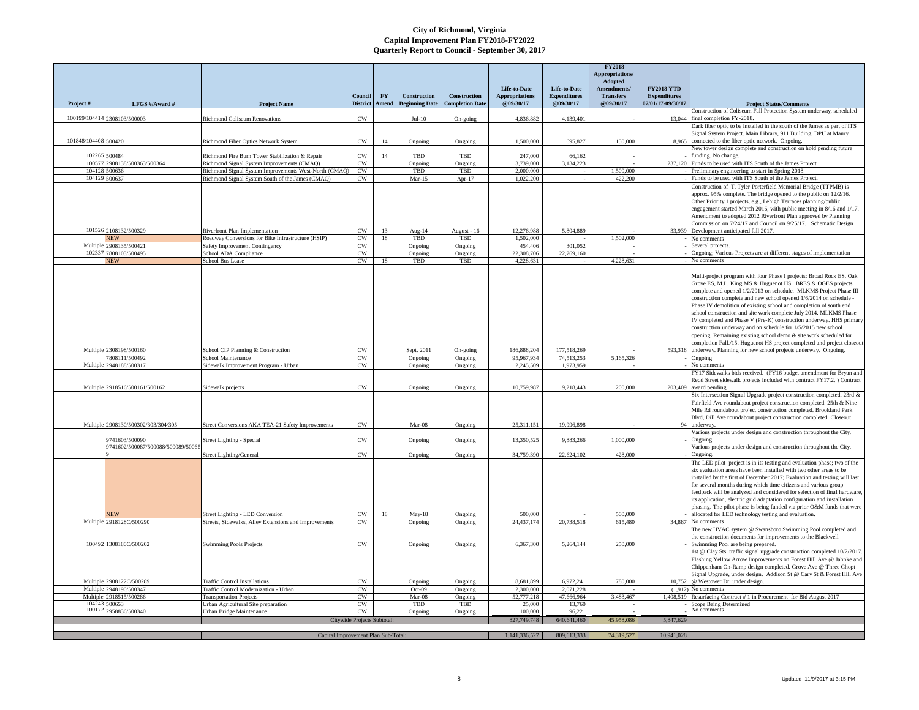# City of Richmond, Virginia
## Capital Improvement Plan FY2018-FY2022
### Quarterly Report to Council - September 30, 2017

| Project # | LFGS #/Award # | Project Name | Council District | FY Amend | Construction Beginning Date | Construction Completion Date | Life-to-Date Appropriations @09/30/17 | Life-to-Date Expenditures @09/30/17 | FY2018 Appropriations/ Adopted Amendments/ Transfers @09/30/17 | FY2018 YTD Expenditures 07/01/17-09/30/17 | Project Status/Comments |
|---|---|---|---|---|---|---|---|---|---|---|---|
| 100199/104414 | 2308103/500003 | Richmond Coliseum Renovations | CW | | Jul-10 | On-going | 4,836,882 | 4,139,401 | - | 13,044 | Construction of Coliseum Fall Protection System underway, scheduled final completion FY-2018. |
| 101848/104808 | 500420 | Richmond Fiber Optics Network System | CW | 14 | Ongoing | Ongoing | 1,500,000 | 695,827 | 150,000 | 8,965 | Dark fiber optic to be installed in the south of the James as part of ITS Signal System Project. Main Library, 911 Building, DPU at Maury connected to the fiber optic network. Ongoing. |
| 102265 | 500484 | Richmond Fire Burn Tower Stabilization & Repair | CW | 14 | TBD | TBD | 247,000 | 66,162 | - | - | New tower design complete and construction on hold pending future funding. No change. |
| 100577 | 2908138/500363/500364 | Richmond Signal System Improvements (CMAQ) | CW | | Ongoing | Ongoing | 3,739,000 | 3,134,223 | - | 237,120 | Funds to be used with ITS South of the James Project. |
| 104128 | 500636 | Richmond Signal System Improvements West-North (CMAQ) | CW | | TBD | TBD | 2,000,000 | - | 1,500,000 | - | Preliminary engineering to start in Spring 2018. |
| 104129 | 500637 | Richmond Signal System South of the James (CMAQ) | CW | | Mar-15 | Apr-17 | 1,022,200 | - | 422,200 | - | Funds to be used with ITS South of the James Project. |
| 101526 | 2108132/500329 | Riverfront Plan Implementation | CW | 13 | Aug-14 | August - 16 | 12,276,988 | 5,804,889 | - | 33,939 | Construction of T. Tyler Porterfield Memorial Bridge (TTPMB) is approx. 95% complete. The bridge opened to the public on 12/2/16. Other Priority 1 projects, e.g., Lehigh Terraces planning/public engagement started March 2016, with public meeting in 8/16 and 1/17. Amendment to adopted 2012 Riverfront Plan approved by Planning Commission on 7/24/17 and Council on 9/25/17. Schematic Design Development anticipated fall 2017. |
| | NEW | Roadway Conversions for Bike Infrastructure (HSIP) | CW | 18 | TBD | TBD | 1,502,000 | - | 1,502,000 | - | No comments |
| Multiple | 2908135/500421 | Safety Improvement Contingency | CW | | Ongoing | Ongoing | 454,406 | 301,052 | - | - | Several projects. |
| 102337 | 7808103/500495 | School ADA Compliance | CW | | Ongoing | Ongoing | 22,308,706 | 22,769,160 | - | - | Ongoing; Various Projects are at different stages of implementation |
| | NEW | School Bus Lease | CW | 18 | TBD | TBD | 4,228,631 | - | 4,228,631 | - | No comments |
| Multiple | 2308198/500160 | School CIP Planning & Construction | CW | | Sept. 2011 | On-going | 186,888,204 | 177,518,269 | - | 593,318 | Multi-project program with four Phase I projects: Broad Rock ES, Oak Grove ES, M.L. King MS & Huguenot HS. BRES & OGES projects complete and opened 1/2/2013 on schedule. MLKMS Project Phase III construction complete and new school opened 1/6/2014 on schedule - Phase IV demolition of existing school and completion of south end school construction and site work complete July 2014. MLKMS Phase IV completed and Phase V (Pre-K) construction underway. HHS primary construction underway and on schedule for 1/5/2015 new school opening. Remaining existing school demo & site work scheduled for completion Fall./15. Huguenot HS project completed and project closeout underway. Planning for new school projects underway. Ongoing. |
| | 7808111/500492 | School Maintenance | CW | | Ongoing | Ongoing | 95,967,934 | 74,513,253 | 5,165,326 | - | Ongoing |
| Multiple | 2948188/500317 | Sidewalk Improvement Program - Urban | CW | | Ongoing | Ongoing | 2,245,509 | 1,973,959 | - | - | No comments |
| Multiple | 2918516/500161/500162 | Sidewalk projects | CW | | Ongoing | Ongoing | 10,759,987 | 9,218,443 | 200,000 | 203,409 | FY17 Sidewalks bids received. (FY16 budget amendment for Bryan and Redd Street sidewalk projects included with contract FY17.2. ) Contract award pending. |
| Multiple | 2908130/500302/303/304/305 | Street Conversions AKA TEA-21 Safety Improvements | CW | | Mar-08 | Ongoing | 25,311,151 | 19,996,898 | - | 94 | Six Intersection Signal Upgrade project construction completed. 23rd & Fairfield Ave roundabout project construction completed. 25th & Nine Mile Rd roundabout project construction completed. Brookland Park Blvd, Dill Ave roundabout project construction completed. Closeout underway. |
| | 9741603/500090 | Street Lighting - Special | CW | | Ongoing | Ongoing | 13,350,525 | 9,883,266 | 1,000,000 | - | Various projects under design and construction throughout the City. Ongoing. |
| | 9741602/500087/500088/500089/500659 | Street Lighting/General | CW | | Ongoing | Ongoing | 34,759,390 | 22,624,102 | 428,000 | - | Various projects under design and construction throughout the City. Ongoing. |
| | NEW | Street Lighting - LED Conversion | CW | 18 | May-18 | Ongoing | 500,000 | - | 500,000 | - | The LED pilot project is in its testing and evaluation phase; two of the six evaluation areas have been installed with two other areas to be installed by the first of December 2017; Evaluation and testing will last for several months during which time citizens and various group feedback will be analyzed and considered for selection of final hardware, its application, electric grid adaptation configuration and installation phasing. The pilot phase is being funded via prior O&M funds that were allocated for LED technology testing and evaluation. |
| Multiple | 2918128C/500290 | Streets, Sidewalks, Alley Extensions and Improvements | CW | | Ongoing | Ongoing | 24,437,174 | 20,738,518 | 615,480 | 34,887 | No comments |
| 100492 | 1308180C/500202 | Swimming Pools Projects | CW | | Ongoing | Ongoing | 6,367,300 | 5,264,144 | 250,000 | - | The new HVAC system @ Swansboro Swimming Pool completed and the construction documents for improvements to the Blackwell Swimming Pool are being prepared. |
| Multiple | 2908122C/500289 | Traffic Control Installations | CW | | Ongoing | Ongoing | 8,681,899 | 6,972,241 | 780,000 | 10,752 | 1st @ Clay Sts. traffic signal upgrade construction completed 10/2/2017. Flashing Yellow Arrow Improvements on Forest Hill Ave @ Jahnke and Chippenham On-Ramp design completed. Grove Ave @ Three Chopt Signal Upgrade, under design. Addison St @ Cary St & Forest Hill Ave @ Westover Dr. under design. |
| Multiple | 2948190/500347 | Traffic Control Modernization - Urban | CW | | Oct-09 | Ongoing | 2,300,000 | 2,071,228 | - | (1,912) | No comments |
| Multiple | 2918515/500286 | Transportation Projects | CW | | Mar-08 | Ongoing | 52,777,218 | 47,666,964 | 3,483,467 | 1,408,519 | Resurfacing Contract # 1 in Procurement for Bid August 2017 |
| 104243 | 500653 | Urban Agricultural Site preparation | CW | | TBD | TBD | 25,000 | 13,760 | - | - | Scope Being Determined |
| 100172 | 2958836/500340 | Urban Bridge Maintenance | CW | | Ongoing | Ongoing | 100,000 | 96,221 | - | - | No comments |
| | | Citywide Projects Subtotal: | | | | | 827,749,748 | 640,641,460 | 45,958,086 | 5,847,629 | |
| | | Capital Improvement Plan Sub-Total: | | | | | 1,141,336,527 | 809,613,333 | 74,319,527 | 10,941,028 | |

Updated 11/9/2017 at 3:15 PM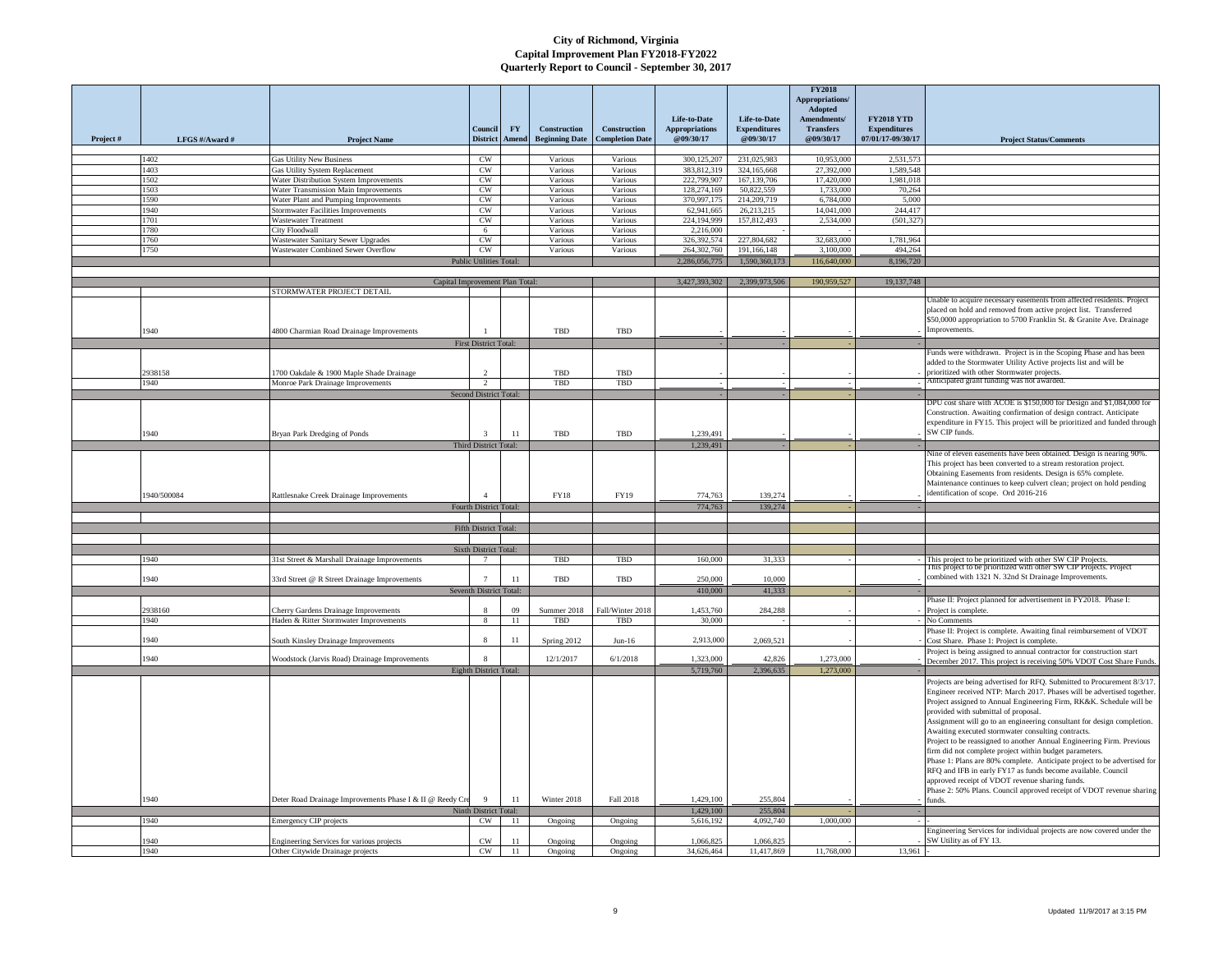# City of Richmond, Virginia
## Capital Improvement Plan FY2018-FY2022
### Quarterly Report to Council - September 30, 2017

| Project # | LFGS #/Award # | Project Name | Council District | FY Amend | Construction Beginning Date | Construction Completion Date | Life-to-Date Appropriations @09/30/17 | Life-to-Date Expenditures @09/30/17 | FY2018 Appropriations/ Adopted Amendments/ Transfers @09/30/17 | FY2018 YTD Expenditures 07/01/17-09/30/17 | Project Status/Comments |
|---|---|---|---|---|---|---|---|---|---|---|---|
| | 1402 | Gas Utility New Business | CW | | Various | Various | 300,125,207 | 231,025,983 | 10,953,000 | 2,531,573 | |
| | 1403 | Gas Utility System Replacement | CW | | Various | Various | 383,812,319 | 324,165,668 | 27,392,000 | 1,589,548 | |
| | 1502 | Water Distribution System Improvements | CW | | Various | Various | 222,799,907 | 167,139,706 | 17,420,000 | 1,981,018 | |
| | 1503 | Water Transmission Main Improvements | CW | | Various | Various | 128,274,169 | 50,822,559 | 1,733,000 | 70,264 | |
| | 1590 | Water Plant and Pumping Improvements | CW | | Various | Various | 370,997,175 | 214,209,719 | 6,784,000 | 5,000 | |
| | 1940 | Stormwater Facilities Improvements | CW | | Various | Various | 62,941,665 | 26,213,215 | 14,041,000 | 244,417 | |
| | 1701 | Wastewater Treatment | CW | | Various | Various | 224,194,999 | 157,812,493 | 2,534,000 | (501,327) | |
| | 1780 | City Floodwall | 6 | | Various | Various | 2,216,000 | - | - | - | |
| | 1760 | Wastewater Sanitary Sewer Upgrades | CW | | Various | Various | 326,392,574 | 227,804,682 | 32,683,000 | 1,781,964 | |
| | 1750 | Wastewater Combined Sewer Overflow | CW | | Various | Various | 264,302,760 | 191,166,148 | 3,100,000 | 494,264 | |
| | | | Public Utilities Total: | | | | 2,286,056,775 | 1,590,360,173 | 116,640,000 | 8,196,720 | |
| | | | Capital Improvement Plan Total: | | | | 3,427,393,302 | 2,399,973,506 | 190,959,527 | 19,137,748 | |
| | | STORMWATER PROJECT DETAIL | | | | | | | | | |
| | 1940 | 4800 Charmian Road Drainage Improvements | 1 | | TBD | TBD | - | - | - | - | Unable to acquire necessary easements from affected residents. Project placed on hold and removed from active project list. Transferred $50,0000 appropriation to 5700 Franklin St. & Granite Ave. Drainage Improvements. |
| | | | First District Total: | | | | - | - | - | - | |
| | 2938158 | 1700 Oakdale & 1900 Maple Shade Drainage | 2 | | TBD | TBD | - | - | - | - | Funds were withdrawn. Project is in the Scoping Phase and has been added to the Stormwater Utility Active projects list and will be prioritized with other Stormwater projects. |
| | 1940 | Monroe Park Drainage Improvements | 2 | | TBD | TBD | - | - | - | - | Anticipated grant funding was not awarded. |
| | | | Second District Total: | | | | - | - | - | - | |
| | 1940 | Bryan Park Dredging of Ponds | 3 | 11 | TBD | TBD | 1,239,491 | - | - | - | DPU cost share with ACOE is $150,000 for Design and $1,084,000 for Construction. Awaiting confirmation of design contract. Anticipate expenditure in FY15. This project will be prioritized and funded through SW CIP funds. |
| | | | Third District Total: | | | | 1,239,491 | - | - | - | |
| | 1940/500084 | Rattlesnake Creek Drainage Improvements | 4 | | FY18 | FY19 | 774,763 | 139,274 | - | - | Nine of eleven easements have been obtained. Design is nearing 90%. This project has been converted to a stream restoration project. Obtaining Easements from residents. Design is 65% complete. Maintenance continues to keep culvert clean; project on hold pending identification of scope. Ord 2016-216 |
| | | | Fourth District Total: | | | | 774,763 | 139,274 | - | - | |
| | | | Fifth District Total: | | | | | | | | |
| | | | Sixth District Total: | | | | | | | | |
| | 1940 | 31st Street & Marshall Drainage Improvements | 7 | | TBD | TBD | 160,000 | 31,333 | - | - | This project to be prioritized with other SW CIP Projects. |
| | 1940 | 33rd Street @ R Street Drainage Improvements | 7 | 11 | TBD | TBD | 250,000 | 10,000 | | - | This project to be prioritized with other SW CIP Projects. Project combined with 1321 N. 32nd St Drainage Improvements. |
| | | | Seventh District Total: | | | | 410,000 | 41,333 | - | - | |
| | 2938160 | Cherry Gardens Drainage Improvements | 8 | 09 | Summer 2018 | Fall/Winter 2018 | 1,453,760 | 284,288 | - | - | Phase II: Project planned for advertisement in FY2018. Phase I: Project is complete. |
| | 1940 | Haden & Ritter Stormwater Improvements | 8 | 11 | TBD | TBD | 30,000 | - | - | - | No Comments |
| | 1940 | South Kinsley Drainage Improvements | 8 | 11 | Spring 2012 | Jun-16 | 2,913,000 | 2,069,521 | - | - | Phase II: Project is complete. Awaiting final reimbursement of VDOT Cost Share. Phase 1: Project is complete. |
| | 1940 | Woodstock (Jarvis Road) Drainage Improvements | 8 | | 12/1/2017 | 6/1/2018 | 1,323,000 | 42,826 | 1,273,000 | - | Project is being assigned to annual contractor for construction start December 2017. This project is receiving 50% VDOT Cost Share Funds. |
| | | | Eighth District Total: | | | | 5,719,760 | 2,396,635 | 1,273,000 | - | |
| | 1940 | Deter Road Drainage Improvements Phase I & II @ Reedy Cre | 9 | 11 | Winter 2018 | Fall 2018 | 1,429,100 | 255,804 | - | - | Projects are being advertised for RFQ. Submitted to Procurement 8/3/17. Engineer received NTP: March 2017. Phases will be advertised together. Project assigned to Annual Engineering Firm, RK&K. Schedule will be provided with submittal of proposal. Assignment will go to an engineering consultant for design completion. Awaiting executed stormwater consulting contracts. Project to be reassigned to another Annual Engineering Firm. Previous firm did not complete project within budget parameters. Phase 1: Plans are 80% complete. Anticipate project to be advertised for RFQ and IFB in early FY17 as funds become available. Council approved receipt of VDOT revenue sharing funds. Phase 2: 50% Plans. Council approved receipt of VDOT revenue sharing funds. |
| | | | Ninth District Total: | | | | 1,429,100 | 255,804 | - | - | |
| | 1940 | Emergency CIP projects | CW | 11 | Ongoing | Ongoing | 5,616,192 | 4,092,740 | 1,000,000 | - | - |
| | 1940 | Engineering Services for various projects | CW | 11 | Ongoing | Ongoing | 1,066,825 | 1,066,825 | - | - | Engineering Services for individual projects are now covered under the SW Utility as of FY 13. |
| | 1940 | Other Citywide Drainage projects | CW | 11 | Ongoing | Ongoing | 34,626,464 | 11,417,869 | 11,768,000 | 13,961 | - |

Updated 11/9/2017 at 3:15 PM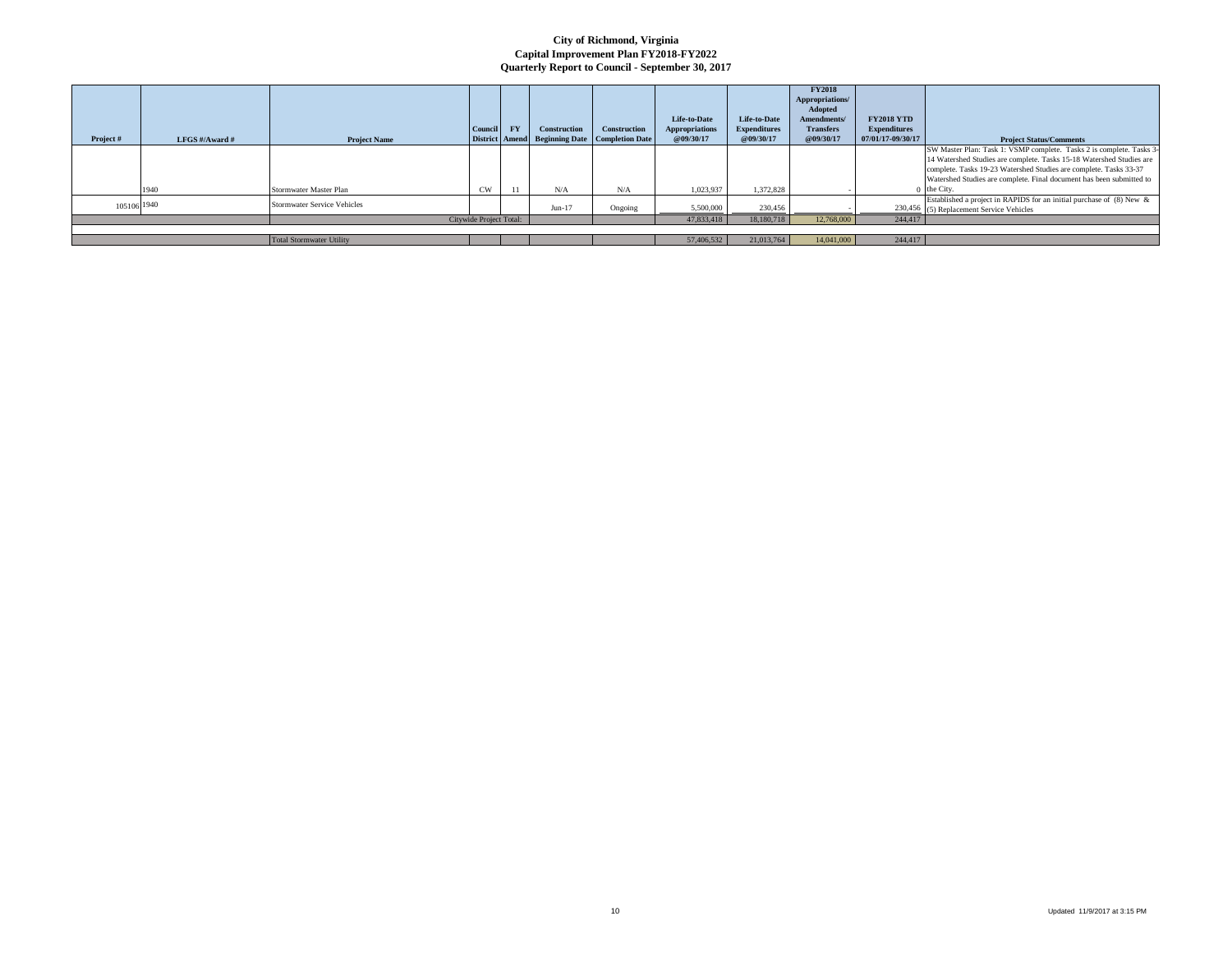**City of Richmond, Virginia**
**Capital Improvement Plan FY2018-FY2022**
**Quarterly Report to Council - September 30, 2017**

| Project # | LFGS #/Award # | Project Name | Council District | FY Amend | Construction Beginning Date | Construction Completion Date | Life-to-Date Appropriations @09/30/17 | Life-to-Date Expenditures @09/30/17 | FY2018 Appropriations/ Adopted Amendments/ Transfers @09/30/17 | FY2018 YTD Expenditures 07/01/17-09/30/17 | Project Status/Comments |
|---|---|---|---|---|---|---|---|---|---|---|---|
| | 1940 | Stormwater Master Plan | CW | 11 | N/A | N/A | 1,023,937 | 1,372,828 | - | 0 | SW Master Plan: Task 1: VSMP complete. Tasks 2 is complete. Tasks 3-14 Watershed Studies are complete. Tasks 15-18 Watershed Studies are complete. Tasks 19-23 Watershed Studies are complete. Tasks 33-37 Watershed Studies are complete. Final document has been submitted to the City. |
| 105106 | 1940 | Stormwater Service Vehicles | | | Jun-17 | Ongoing | 5,500,000 | 230,456 | - | 230,456 | Established a project in RAPIDS for an initial purchase of (8) New & (5) Replacement Service Vehicles |
| | | Citywide Project Total: | | | | | 47,833,418 | 18,180,718 | 12,768,000 | 244,417 | |
| | | | | | | | | | | | |
| | | Total Stormwater Utility | | | | | 57,406,532 | 21,013,764 | 14,041,000 | 244,417 | |

Updated 11/9/2017 at 3:15 PM